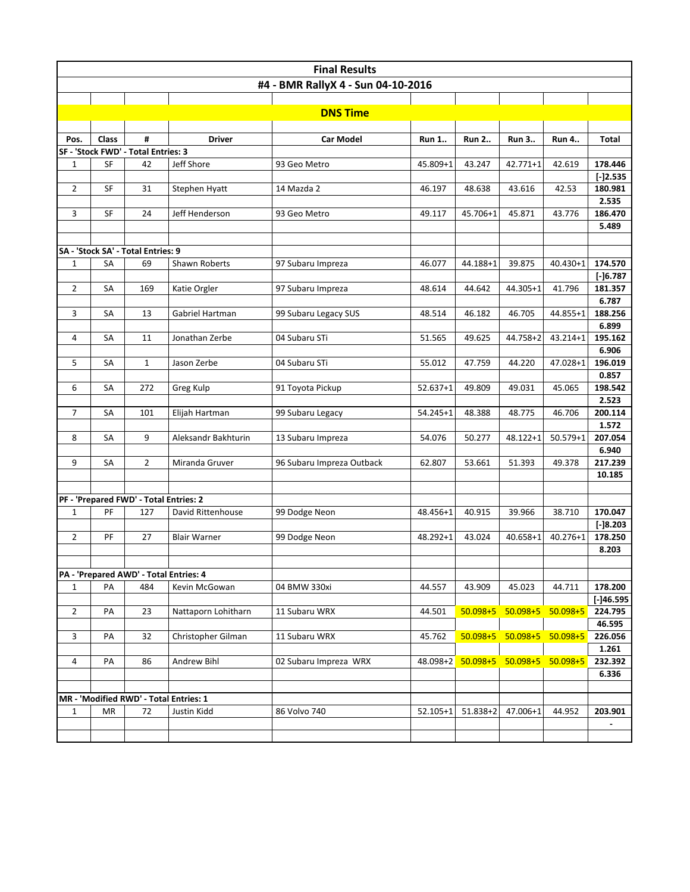# Final Results

## #4 - BMR RallyX 4 - Sun 04-10-2016

### DNS Time

| Pos. | Class | # | Driver | Car Model | Run 1.. | Run 2.. | Run 3.. | Run 4.. | Total |
|---|---|---|---|---|---|---|---|---|---|
| **SF - 'Stock FWD' - Total Entries: 3** | | | | | | | | | |
| 1 | SF | 42 | Jeff Shore | 93 Geo Metro | 45.809+1 | 43.247 | 42.771+1 | 42.619 | **178.446** |
| | | | | | | | | | **[-]2.535** |
| 2 | SF | 31 | Stephen Hyatt | 14 Mazda 2 | 46.197 | 48.638 | 43.616 | 42.53 | **180.981** |
| | | | | | | | | | **2.535** |
| 3 | SF | 24 | Jeff Henderson | 93 Geo Metro | 49.117 | 45.706+1 | 45.871 | 43.776 | **186.470** |
| | | | | | | | | | **5.489** |
| **SA - 'Stock SA' - Total Entries: 9** | | | | | | | | | |
| 1 | SA | 69 | Shawn Roberts | 97 Subaru Impreza | 46.077 | 44.188+1 | 39.875 | 40.430+1 | **174.570** |
| | | | | | | | | | **[-]6.787** |
| 2 | SA | 169 | Katie Orgler | 97 Subaru Impreza | 48.614 | 44.642 | 44.305+1 | 41.796 | **181.357** |
| | | | | | | | | | **6.787** |
| 3 | SA | 13 | Gabriel Hartman | 99 Subaru Legacy SUS | 48.514 | 46.182 | 46.705 | 44.855+1 | **188.256** |
| | | | | | | | | | **6.899** |
| 4 | SA | 11 | Jonathan Zerbe | 04 Subaru STi | 51.565 | 49.625 | 44.758+2 | 43.214+1 | **195.162** |
| | | | | | | | | | **6.906** |
| 5 | SA | 1 | Jason Zerbe | 04 Subaru STi | 55.012 | 47.759 | 44.220 | 47.028+1 | **196.019** |
| | | | | | | | | | **0.857** |
| 6 | SA | 272 | Greg Kulp | 91 Toyota Pickup | 52.637+1 | 49.809 | 49.031 | 45.065 | **198.542** |
| | | | | | | | | | **2.523** |
| 7 | SA | 101 | Elijah Hartman | 99 Subaru Legacy | 54.245+1 | 48.388 | 48.775 | 46.706 | **200.114** |
| | | | | | | | | | **1.572** |
| 8 | SA | 9 | Aleksandr Bakhturin | 13 Subaru Impreza | 54.076 | 50.277 | 48.122+1 | 50.579+1 | **207.054** |
| | | | | | | | | | **6.940** |
| 9 | SA | 2 | Miranda Gruver | 96 Subaru Impreza Outback | 62.807 | 53.661 | 51.393 | 49.378 | **217.239** |
| | | | | | | | | | **10.185** |
| **PF - 'Prepared FWD' - Total Entries: 2** | | | | | | | | | |
| 1 | PF | 127 | David Rittenhouse | 99 Dodge Neon | 48.456+1 | 40.915 | 39.966 | 38.710 | **170.047** |
| | | | | | | | | | **[-]8.203** |
| 2 | PF | 27 | Blair Warner | 99 Dodge Neon | 48.292+1 | 43.024 | 40.658+1 | 40.276+1 | **178.250** |
| | | | | | | | | | **8.203** |
| **PA - 'Prepared AWD' - Total Entries: 4** | | | | | | | | | |
| 1 | PA | 484 | Kevin McGowan | 04 BMW 330xi | 44.557 | 43.909 | 45.023 | 44.711 | **178.200** |
| | | | | | | | | | **[-]46.595** |
| 2 | PA | 23 | Nattaporn Lohitharn | 11 Subaru WRX | 44.501 | 50.098+5 | 50.098+5 | 50.098+5 | **224.795** |
| | | | | | | | | | **46.595** |
| 3 | PA | 32 | Christopher Gilman | 11 Subaru WRX | 45.762 | 50.098+5 | 50.098+5 | 50.098+5 | **226.056** |
| | | | | | | | | | **1.261** |
| 4 | PA | 86 | Andrew Bihl | 02 Subaru Impreza WRX | 48.098+2 | 50.098+5 | 50.098+5 | 50.098+5 | **232.392** |
| | | | | | | | | | **6.336** |
| **MR - 'Modified RWD' - Total Entries: 1** | | | | | | | | | |
| 1 | MR | 72 | Justin Kidd | 86 Volvo 740 | 52.105+1 | 51.838+2 | 47.006+1 | 44.952 | **203.901** |
| | | | | | | | | | **-** |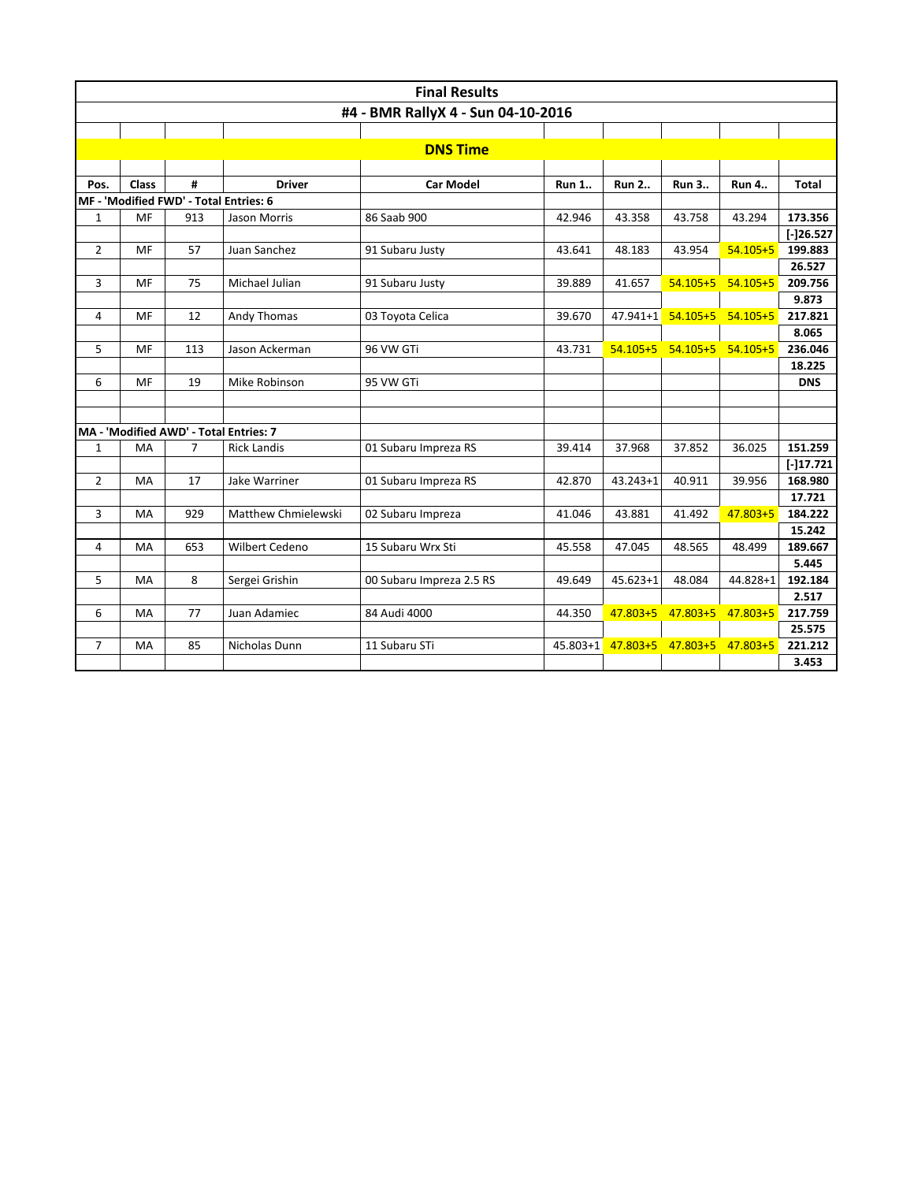# Final Results

## #4 - BMR RallyX 4 - Sun 04-10-2016

### DNS Time

| Pos. | Class | # | Driver | Car Model | Run 1.. | Run 2.. | Run 3.. | Run 4.. | Total |
|---|---|---|---|---|---|---|---|---|---|
| MF - 'Modified FWD' - Total Entries: 6 | | | | | | | | | |
| 1 | MF | 913 | Jason Morris | 86 Saab 900 | 42.946 | 43.358 | 43.758 | 43.294 | **173.356** |
| | | | | | | | | | **[-]26.527** |
| 2 | MF | 57 | Juan Sanchez | 91 Subaru Justy | 43.641 | 48.183 | 43.954 | 54.105+5 | **199.883** |
| | | | | | | | | | **26.527** |
| 3 | MF | 75 | Michael Julian | 91 Subaru Justy | 39.889 | 41.657 | 54.105+5 | 54.105+5 | **209.756** |
| | | | | | | | | | **9.873** |
| 4 | MF | 12 | Andy Thomas | 03 Toyota Celica | 39.670 | 47.941+1 | 54.105+5 | 54.105+5 | **217.821** |
| | | | | | | | | | **8.065** |
| 5 | MF | 113 | Jason Ackerman | 96 VW GTi | 43.731 | 54.105+5 | 54.105+5 | 54.105+5 | **236.046** |
| | | | | | | | | | **18.225** |
| 6 | MF | 19 | Mike Robinson | 95 VW GTi | | | | | **DNS** |
| MA - 'Modified AWD' - Total Entries: 7 | | | | | | | | | |
| 1 | MA | 7 | Rick Landis | 01 Subaru Impreza RS | 39.414 | 37.968 | 37.852 | 36.025 | **151.259** |
| | | | | | | | | | **[-]17.721** |
| 2 | MA | 17 | Jake Warriner | 01 Subaru Impreza RS | 42.870 | 43.243+1 | 40.911 | 39.956 | **168.980** |
| | | | | | | | | | **17.721** |
| 3 | MA | 929 | Matthew Chmielewski | 02 Subaru Impreza | 41.046 | 43.881 | 41.492 | 47.803+5 | **184.222** |
| | | | | | | | | | **15.242** |
| 4 | MA | 653 | Wilbert Cedeno | 15 Subaru Wrx Sti | 45.558 | 47.045 | 48.565 | 48.499 | **189.667** |
| | | | | | | | | | **5.445** |
| 5 | MA | 8 | Sergei Grishin | 00 Subaru Impreza 2.5 RS | 49.649 | 45.623+1 | 48.084 | 44.828+1 | **192.184** |
| | | | | | | | | | **2.517** |
| 6 | MA | 77 | Juan Adamiec | 84 Audi 4000 | 44.350 | 47.803+5 | 47.803+5 | 47.803+5 | **217.759** |
| | | | | | | | | | **25.575** |
| 7 | MA | 85 | Nicholas Dunn | 11 Subaru STi | 45.803+1 | 47.803+5 | 47.803+5 | 47.803+5 | **221.212** |
| | | | | | | | | | **3.453** |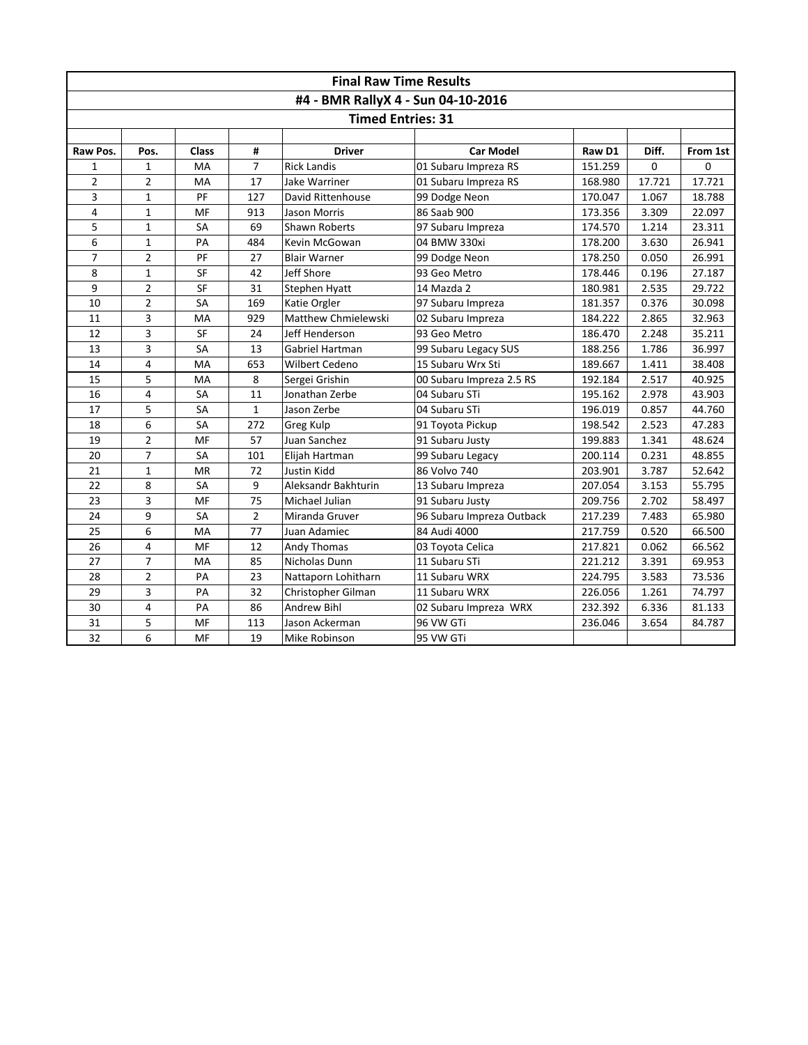# Final Raw Time Results

## #4 - BMR RallyX 4 - Sun 04-10-2016

### Timed Entries: 31

| Raw Pos. | Pos. | Class | # | Driver | Car Model | Raw D1 | Diff. | From 1st |
|---|---|---|---|---|---|---|---|---|
| 1 | 1 | MA | 7 | Rick Landis | 01 Subaru Impreza RS | 151.259 | 0 | 0 |
| 2 | 2 | MA | 17 | Jake Warriner | 01 Subaru Impreza RS | 168.980 | 17.721 | 17.721 |
| 3 | 1 | PF | 127 | David Rittenhouse | 99 Dodge Neon | 170.047 | 1.067 | 18.788 |
| 4 | 1 | MF | 913 | Jason Morris | 86 Saab 900 | 173.356 | 3.309 | 22.097 |
| 5 | 1 | SA | 69 | Shawn Roberts | 97 Subaru Impreza | 174.570 | 1.214 | 23.311 |
| 6 | 1 | PA | 484 | Kevin McGowan | 04 BMW 330xi | 178.200 | 3.630 | 26.941 |
| 7 | 2 | PF | 27 | Blair Warner | 99 Dodge Neon | 178.250 | 0.050 | 26.991 |
| 8 | 1 | SF | 42 | Jeff Shore | 93 Geo Metro | 178.446 | 0.196 | 27.187 |
| 9 | 2 | SF | 31 | Stephen Hyatt | 14 Mazda 2 | 180.981 | 2.535 | 29.722 |
| 10 | 2 | SA | 169 | Katie Orgler | 97 Subaru Impreza | 181.357 | 0.376 | 30.098 |
| 11 | 3 | MA | 929 | Matthew Chmielewski | 02 Subaru Impreza | 184.222 | 2.865 | 32.963 |
| 12 | 3 | SF | 24 | Jeff Henderson | 93 Geo Metro | 186.470 | 2.248 | 35.211 |
| 13 | 3 | SA | 13 | Gabriel Hartman | 99 Subaru Legacy SUS | 188.256 | 1.786 | 36.997 |
| 14 | 4 | MA | 653 | Wilbert Cedeno | 15 Subaru Wrx Sti | 189.667 | 1.411 | 38.408 |
| 15 | 5 | MA | 8 | Sergei Grishin | 00 Subaru Impreza 2.5 RS | 192.184 | 2.517 | 40.925 |
| 16 | 4 | SA | 11 | Jonathan Zerbe | 04 Subaru STi | 195.162 | 2.978 | 43.903 |
| 17 | 5 | SA | 1 | Jason Zerbe | 04 Subaru STi | 196.019 | 0.857 | 44.760 |
| 18 | 6 | SA | 272 | Greg Kulp | 91 Toyota Pickup | 198.542 | 2.523 | 47.283 |
| 19 | 2 | MF | 57 | Juan Sanchez | 91 Subaru Justy | 199.883 | 1.341 | 48.624 |
| 20 | 7 | SA | 101 | Elijah Hartman | 99 Subaru Legacy | 200.114 | 0.231 | 48.855 |
| 21 | 1 | MR | 72 | Justin Kidd | 86 Volvo 740 | 203.901 | 3.787 | 52.642 |
| 22 | 8 | SA | 9 | Aleksandr Bakhturin | 13 Subaru Impreza | 207.054 | 3.153 | 55.795 |
| 23 | 3 | MF | 75 | Michael Julian | 91 Subaru Justy | 209.756 | 2.702 | 58.497 |
| 24 | 9 | SA | 2 | Miranda Gruver | 96 Subaru Impreza Outback | 217.239 | 7.483 | 65.980 |
| 25 | 6 | MA | 77 | Juan Adamiec | 84 Audi 4000 | 217.759 | 0.520 | 66.500 |
| 26 | 4 | MF | 12 | Andy Thomas | 03 Toyota Celica | 217.821 | 0.062 | 66.562 |
| 27 | 7 | MA | 85 | Nicholas Dunn | 11 Subaru STi | 221.212 | 3.391 | 69.953 |
| 28 | 2 | PA | 23 | Nattaporn Lohitharn | 11 Subaru WRX | 224.795 | 3.583 | 73.536 |
| 29 | 3 | PA | 32 | Christopher Gilman | 11 Subaru WRX | 226.056 | 1.261 | 74.797 |
| 30 | 4 | PA | 86 | Andrew Bihl | 02 Subaru Impreza WRX | 232.392 | 6.336 | 81.133 |
| 31 | 5 | MF | 113 | Jason Ackerman | 96 VW GTi | 236.046 | 3.654 | 84.787 |
| 32 | 6 | MF | 19 | Mike Robinson | 95 VW GTi | | | |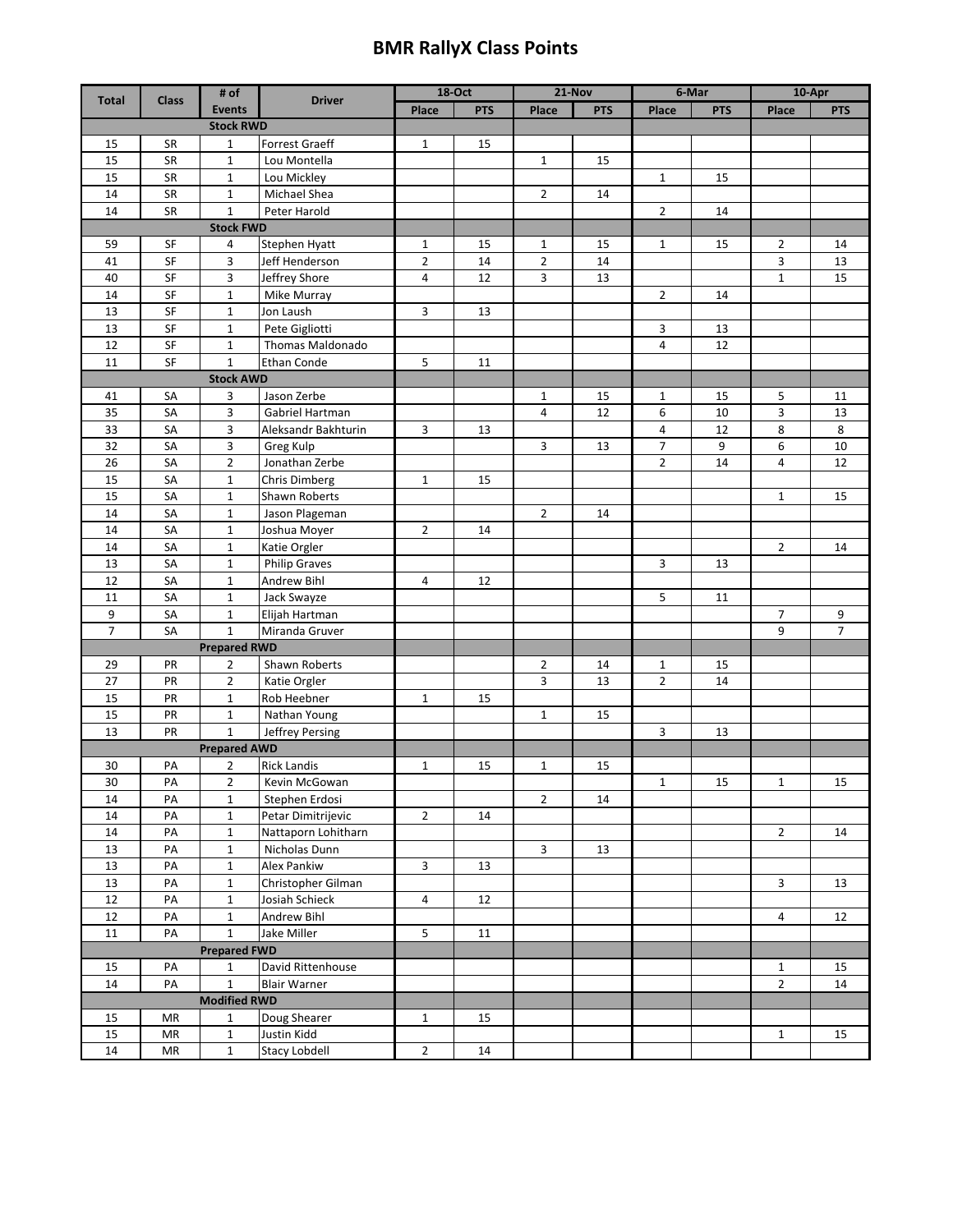# BMR RallyX Class Points

| Total | Class | # of Events | Driver | 18-Oct | | 21-Nov | | 6-Mar | | 10-Apr | |
|---|---|---|---|---|---|---|---|---|---|---|---|
| | | | | Place | PTS | Place | PTS | Place | PTS | Place | PTS |
| **Stock RWD** | | | | | | | | | | | |
| 15 | SR | 1 | Forrest Graeff | 1 | 15 | | | | | | |
| 15 | SR | 1 | Lou Montella | | | 1 | 15 | | | | |
| 15 | SR | 1 | Lou Mickley | | | | | 1 | 15 | | |
| 14 | SR | 1 | Michael Shea | | | 2 | 14 | | | | |
| 14 | SR | 1 | Peter Harold | | | | | 2 | 14 | | |
| **Stock FWD** | | | | | | | | | | | |
| 59 | SF | 4 | Stephen Hyatt | 1 | 15 | 1 | 15 | 1 | 15 | 2 | 14 |
| 41 | SF | 3 | Jeff Henderson | 2 | 14 | 2 | 14 | | | 3 | 13 |
| 40 | SF | 3 | Jeffrey Shore | 4 | 12 | 3 | 13 | | | 1 | 15 |
| 14 | SF | 1 | Mike Murray | | | | | 2 | 14 | | |
| 13 | SF | 1 | Jon Laush | 3 | 13 | | | | | | |
| 13 | SF | 1 | Pete Gigliotti | | | | | 3 | 13 | | |
| 12 | SF | 1 | Thomas Maldonado | | | | | 4 | 12 | | |
| 11 | SF | 1 | Ethan Conde | 5 | 11 | | | | | | |
| **Stock AWD** | | | | | | | | | | | |
| 41 | SA | 3 | Jason Zerbe | | | 1 | 15 | 1 | 15 | 5 | 11 |
| 35 | SA | 3 | Gabriel Hartman | | | 4 | 12 | 6 | 10 | 3 | 13 |
| 33 | SA | 3 | Aleksandr Bakhturin | 3 | 13 | | | 4 | 12 | 8 | 8 |
| 32 | SA | 3 | Greg Kulp | | | 3 | 13 | 7 | 9 | 6 | 10 |
| 26 | SA | 2 | Jonathan Zerbe | | | | | 2 | 14 | 4 | 12 |
| 15 | SA | 1 | Chris Dimberg | 1 | 15 | | | | | | |
| 15 | SA | 1 | Shawn Roberts | | | | | | | 1 | 15 |
| 14 | SA | 1 | Jason Plageman | | | 2 | 14 | | | | |
| 14 | SA | 1 | Joshua Moyer | 2 | 14 | | | | | | |
| 14 | SA | 1 | Katie Orgler | | | | | | | 2 | 14 |
| 13 | SA | 1 | Philip Graves | | | | | 3 | 13 | | |
| 12 | SA | 1 | Andrew Bihl | 4 | 12 | | | | | | |
| 11 | SA | 1 | Jack Swayze | | | | | 5 | 11 | | |
| 9 | SA | 1 | Elijah Hartman | | | | | | | 7 | 9 |
| 7 | SA | 1 | Miranda Gruver | | | | | | | 9 | 7 |
| **Prepared RWD** | | | | | | | | | | | |
| 29 | PR | 2 | Shawn Roberts | | | 2 | 14 | 1 | 15 | | |
| 27 | PR | 2 | Katie Orgler | | | 3 | 13 | 2 | 14 | | |
| 15 | PR | 1 | Rob Heebner | 1 | 15 | | | | | | |
| 15 | PR | 1 | Nathan Young | | | 1 | 15 | | | | |
| 13 | PR | 1 | Jeffrey Persing | | | | | 3 | 13 | | |
| **Prepared AWD** | | | | | | | | | | | |
| 30 | PA | 2 | Rick Landis | 1 | 15 | 1 | 15 | | | | |
| 30 | PA | 2 | Kevin McGowan | | | | | 1 | 15 | 1 | 15 |
| 14 | PA | 1 | Stephen Erdosi | | | 2 | 14 | | | | |
| 14 | PA | 1 | Petar Dimitrijevic | 2 | 14 | | | | | | |
| 14 | PA | 1 | Nattaporn Lohitharn | | | | | | | 2 | 14 |
| 13 | PA | 1 | Nicholas Dunn | | | 3 | 13 | | | | |
| 13 | PA | 1 | Alex Pankiw | 3 | 13 | | | | | | |
| 13 | PA | 1 | Christopher Gilman | | | | | | | 3 | 13 |
| 12 | PA | 1 | Josiah Schieck | 4 | 12 | | | | | | |
| 12 | PA | 1 | Andrew Bihl | | | | | | | 4 | 12 |
| 11 | PA | 1 | Jake Miller | 5 | 11 | | | | | | |
| **Prepared FWD** | | | | | | | | | | | |
| 15 | PA | 1 | David Rittenhouse | | | | | | | 1 | 15 |
| 14 | PA | 1 | Blair Warner | | | | | | | 2 | 14 |
| **Modified RWD** | | | | | | | | | | | |
| 15 | MR | 1 | Doug Shearer | 1 | 15 | | | | | | |
| 15 | MR | 1 | Justin Kidd | | | | | | | 1 | 15 |
| 14 | MR | 1 | Stacy Lobdell | 2 | 14 | | | | | | |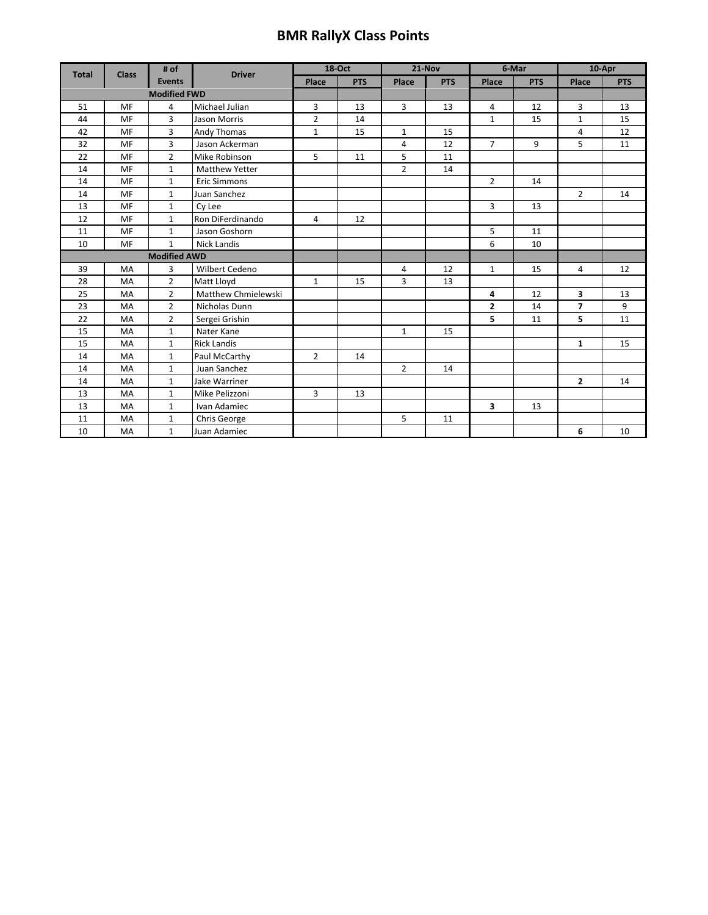# BMR RallyX Class Points

| Total | Class | # of Events | Driver | 18-Oct | | 21-Nov | | 6-Mar | | 10-Apr | |
|---|---|---|---|---|---|---|---|---|---|---|---|
| | | | | Place | PTS | Place | PTS | Place | PTS | Place | PTS |
| | | **Modified FWD** | | | | | | | | | |
| 51 | MF | 4 | Michael Julian | 3 | 13 | 3 | 13 | 4 | 12 | 3 | 13 |
| 44 | MF | 3 | Jason Morris | 2 | 14 | | | 1 | 15 | 1 | 15 |
| 42 | MF | 3 | Andy Thomas | 1 | 15 | 1 | 15 | | | 4 | 12 |
| 32 | MF | 3 | Jason Ackerman | | | 4 | 12 | 7 | 9 | 5 | 11 |
| 22 | MF | 2 | Mike Robinson | 5 | 11 | 5 | 11 | | | | |
| 14 | MF | 1 | Matthew Yetter | | | 2 | 14 | | | | |
| 14 | MF | 1 | Eric Simmons | | | | | 2 | 14 | | |
| 14 | MF | 1 | Juan Sanchez | | | | | | | 2 | 14 |
| 13 | MF | 1 | Cy Lee | | | | | 3 | 13 | | |
| 12 | MF | 1 | Ron DiFerdinando | 4 | 12 | | | | | | |
| 11 | MF | 1 | Jason Goshorn | | | | | 5 | 11 | | |
| 10 | MF | 1 | Nick Landis | | | | | 6 | 10 | | |
| | | **Modified AWD** | | | | | | | | | |
| 39 | MA | 3 | Wilbert Cedeno | | | 4 | 12 | 1 | 15 | 4 | 12 |
| 28 | MA | 2 | Matt Lloyd | 1 | 15 | 3 | 13 | | | | |
| 25 | MA | 2 | Matthew Chmielewski | | | | | **4** | 12 | **3** | 13 |
| 23 | MA | 2 | Nicholas Dunn | | | | | **2** | 14 | **7** | 9 |
| 22 | MA | 2 | Sergei Grishin | | | | | **5** | 11 | **5** | 11 |
| 15 | MA | 1 | Nater Kane | | | 1 | 15 | | | | |
| 15 | MA | 1 | Rick Landis | | | | | | | **1** | 15 |
| 14 | MA | 1 | Paul McCarthy | 2 | 14 | | | | | | |
| 14 | MA | 1 | Juan Sanchez | | | 2 | 14 | | | | |
| 14 | MA | 1 | Jake Warriner | | | | | | | **2** | 14 |
| 13 | MA | 1 | Mike Pelizzoni | 3 | 13 | | | | | | |
| 13 | MA | 1 | Ivan Adamiec | | | | | **3** | 13 | | |
| 11 | MA | 1 | Chris George | | | 5 | 11 | | | | |
| 10 | MA | 1 | Juan Adamiec | | | | | | | **6** | 10 |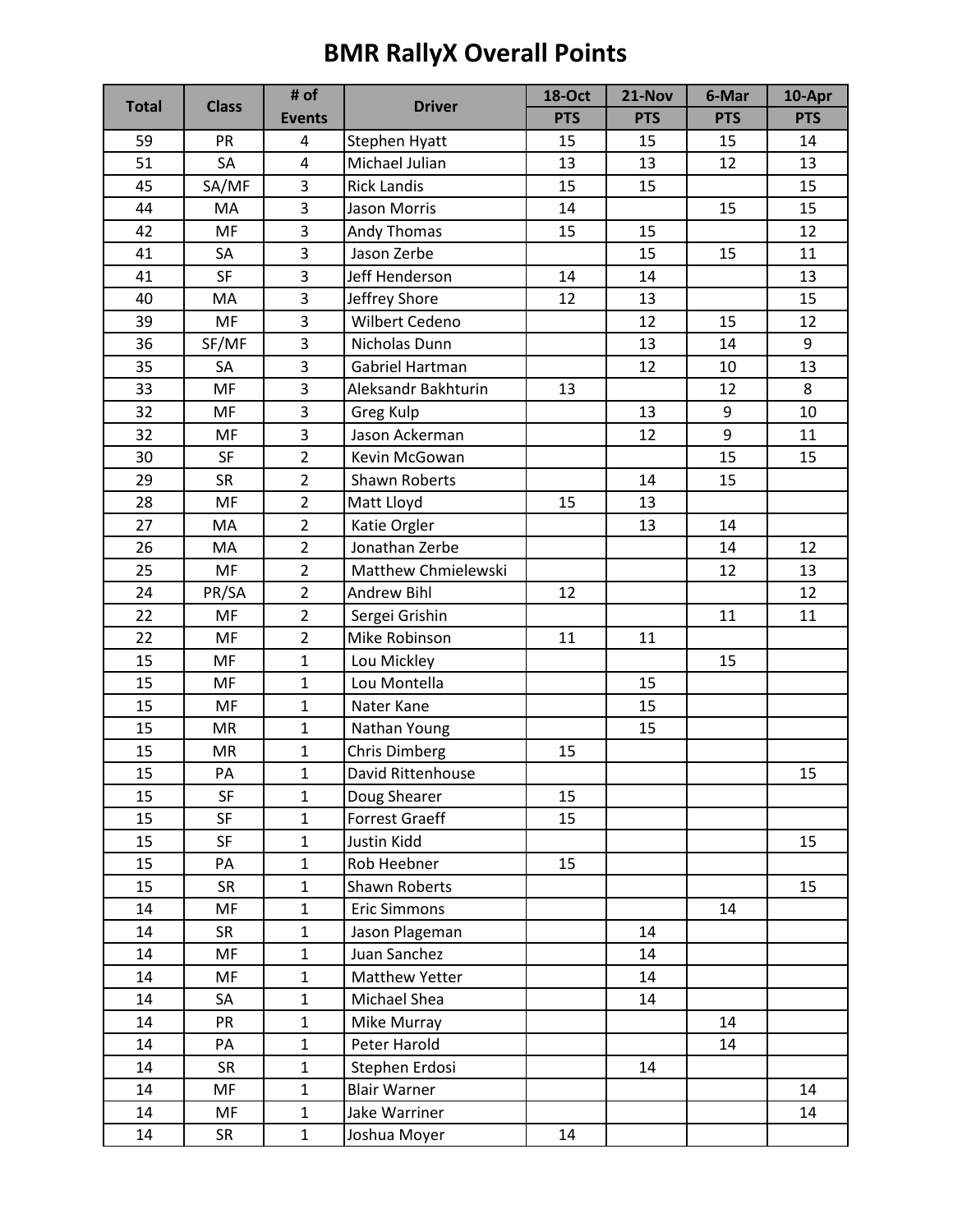# BMR RallyX Overall Points

| Total | Class | # of Events | Driver | 18-Oct | 21-Nov | 6-Mar | 10-Apr |
|---|---|---|---|---|---|---|---|
| | | | | PTS | PTS | PTS | PTS |
| 59 | PR | 4 | Stephen Hyatt | 15 | 15 | 15 | 14 |
| 51 | SA | 4 | Michael Julian | 13 | 13 | 12 | 13 |
| 45 | SA/MF | 3 | Rick Landis | 15 | 15 | | 15 |
| 44 | MA | 3 | Jason Morris | 14 | | 15 | 15 |
| 42 | MF | 3 | Andy Thomas | 15 | 15 | | 12 |
| 41 | SA | 3 | Jason Zerbe | | 15 | 15 | 11 |
| 41 | SF | 3 | Jeff Henderson | 14 | 14 | | 13 |
| 40 | MA | 3 | Jeffrey Shore | 12 | 13 | | 15 |
| 39 | MF | 3 | Wilbert Cedeno | | 12 | 15 | 12 |
| 36 | SF/MF | 3 | Nicholas Dunn | | 13 | 14 | 9 |
| 35 | SA | 3 | Gabriel Hartman | | 12 | 10 | 13 |
| 33 | MF | 3 | Aleksandr Bakhturin | 13 | | 12 | 8 |
| 32 | MF | 3 | Greg Kulp | | 13 | 9 | 10 |
| 32 | MF | 3 | Jason Ackerman | | 12 | 9 | 11 |
| 30 | SF | 2 | Kevin McGowan | | | 15 | 15 |
| 29 | SR | 2 | Shawn Roberts | | 14 | 15 | |
| 28 | MF | 2 | Matt Lloyd | 15 | 13 | | |
| 27 | MA | 2 | Katie Orgler | | 13 | 14 | |
| 26 | MA | 2 | Jonathan Zerbe | | | 14 | 12 |
| 25 | MF | 2 | Matthew Chmielewski | | | 12 | 13 |
| 24 | PR/SA | 2 | Andrew Bihl | 12 | | | 12 |
| 22 | MF | 2 | Sergei Grishin | | | 11 | 11 |
| 22 | MF | 2 | Mike Robinson | 11 | 11 | | |
| 15 | MF | 1 | Lou Mickley | | | 15 | |
| 15 | MF | 1 | Lou Montella | | 15 | | |
| 15 | MF | 1 | Nater Kane | | 15 | | |
| 15 | MR | 1 | Nathan Young | | 15 | | |
| 15 | MR | 1 | Chris Dimberg | 15 | | | |
| 15 | PA | 1 | David Rittenhouse | | | | 15 |
| 15 | SF | 1 | Doug Shearer | 15 | | | |
| 15 | SF | 1 | Forrest Graeff | 15 | | | |
| 15 | SF | 1 | Justin Kidd | | | | 15 |
| 15 | PA | 1 | Rob Heebner | 15 | | | |
| 15 | SR | 1 | Shawn Roberts | | | | 15 |
| 14 | MF | 1 | Eric Simmons | | | 14 | |
| 14 | SR | 1 | Jason Plageman | | 14 | | |
| 14 | MF | 1 | Juan Sanchez | | 14 | | |
| 14 | MF | 1 | Matthew Yetter | | 14 | | |
| 14 | SA | 1 | Michael Shea | | 14 | | |
| 14 | PR | 1 | Mike Murray | | | 14 | |
| 14 | PA | 1 | Peter Harold | | | 14 | |
| 14 | SR | 1 | Stephen Erdosi | | 14 | | |
| 14 | MF | 1 | Blair Warner | | | | 14 |
| 14 | MF | 1 | Jake Warriner | | | | 14 |
| 14 | SR | 1 | Joshua Moyer | 14 | | | |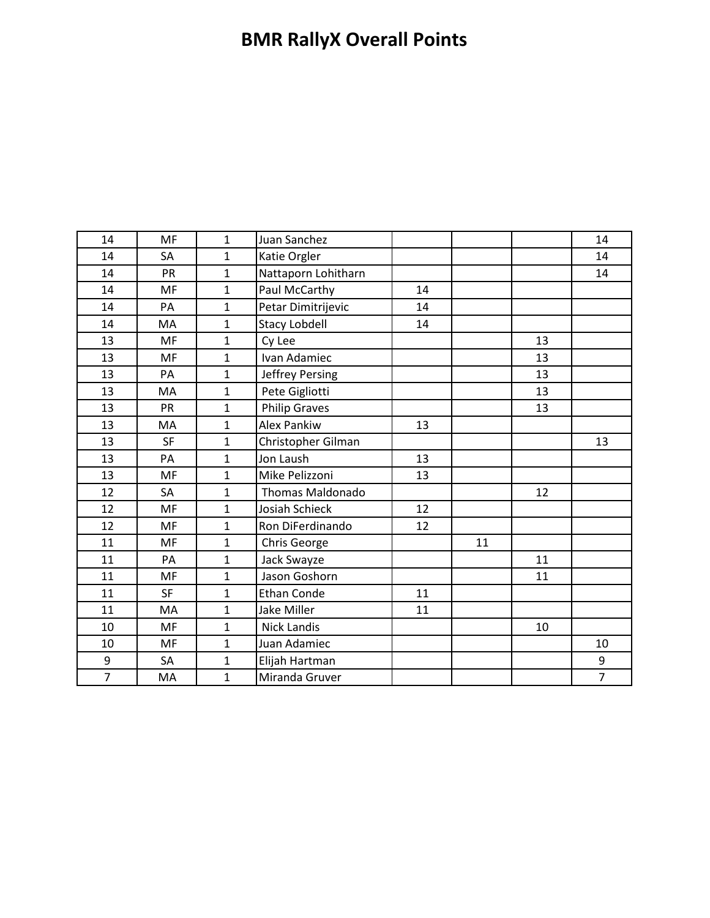# BMR RallyX Overall Points

| | | | | | | | |
|---|---|---|---|---|---|---|---|
| 14 | MF | 1 | Juan Sanchez | | | | 14 |
| 14 | SA | 1 | Katie Orgler | | | | 14 |
| 14 | PR | 1 | Nattaporn Lohitharn | | | | 14 |
| 14 | MF | 1 | Paul McCarthy | 14 | | | |
| 14 | PA | 1 | Petar Dimitrijevic | 14 | | | |
| 14 | MA | 1 | Stacy Lobdell | 14 | | | |
| 13 | MF | 1 | Cy Lee | | | 13 | |
| 13 | MF | 1 | Ivan Adamiec | | | 13 | |
| 13 | PA | 1 | Jeffrey Persing | | | 13 | |
| 13 | MA | 1 | Pete Gigliotti | | | 13 | |
| 13 | PR | 1 | Philip Graves | | | 13 | |
| 13 | MA | 1 | Alex Pankiw | 13 | | | |
| 13 | SF | 1 | Christopher Gilman | | | | 13 |
| 13 | PA | 1 | Jon Laush | 13 | | | |
| 13 | MF | 1 | Mike Pelizzoni | 13 | | | |
| 12 | SA | 1 | Thomas Maldonado | | | 12 | |
| 12 | MF | 1 | Josiah Schieck | 12 | | | |
| 12 | MF | 1 | Ron DiFerdinando | 12 | | | |
| 11 | MF | 1 | Chris George | | 11 | | |
| 11 | PA | 1 | Jack Swayze | | | 11 | |
| 11 | MF | 1 | Jason Goshorn | | | 11 | |
| 11 | SF | 1 | Ethan Conde | 11 | | | |
| 11 | MA | 1 | Jake Miller | 11 | | | |
| 10 | MF | 1 | Nick Landis | | | 10 | |
| 10 | MF | 1 | Juan Adamiec | | | | 10 |
| 9 | SA | 1 | Elijah Hartman | | | | 9 |
| 7 | MA | 1 | Miranda Gruver | | | | 7 |